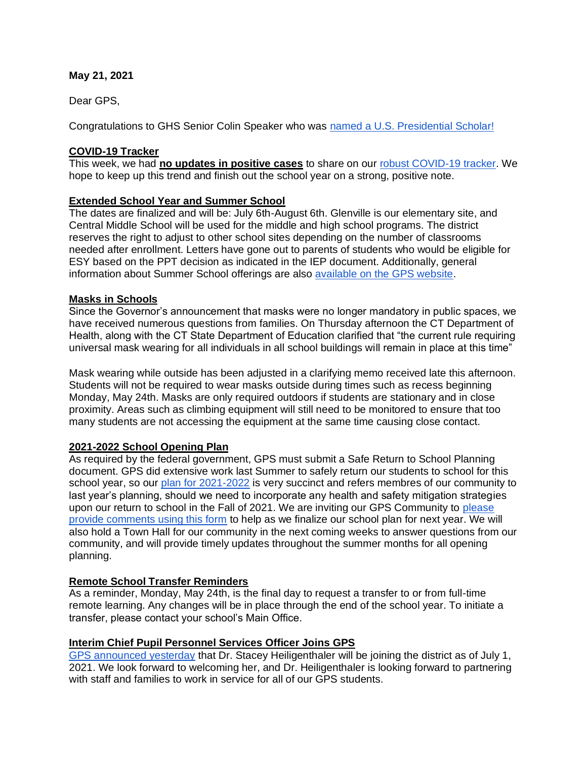**May 21, 2021**

Dear GPS,

Congratulations to GHS Senior Colin Speaker who was named a U.S. Presidential Scholar!

**COVID-19 Tracker**

This week, we had **no updates in positive cases** to share on our robust COVID-19 tracker. We hope to keep up this trend and finish out the school year on a strong, positive note.

**Extended School Year and Summer School**

The dates are finalized and will be: July 6th-August 6th. Glenville is our elementary site, and Central Middle School will be used for the middle and high school programs. The district reserves the right to adjust to other school sites depending on the number of classrooms needed after enrollment. Letters have gone out to parents of students who would be eligible for ESY based on the PPT decision as indicated in the IEP document. Additionally, general information about Summer School offerings are also available on the GPS website.

**Masks in Schools**

Since the Governor's announcement that masks were no longer mandatory in public spaces, we have received numerous questions from families. On Thursday afternoon the CT Department of Health, along with the CT State Department of Education clarified that "the current rule requiring universal mask wearing for all individuals in all school buildings will remain in place at this time"

Mask wearing while outside has been adjusted in a clarifying memo received late this afternoon. Students will not be required to wear masks outside during times such as recess beginning Monday, May 24th. Masks are only required outdoors if students are stationary and in close proximity. Areas such as climbing equipment will still need to be monitored to ensure that too many students are not accessing the equipment at the same time causing close contact.

**2021-2022 School Opening Plan**

As required by the federal government, GPS must submit a Safe Return to School Planning document. GPS did extensive work last Summer to safely return our students to school for this school year, so our plan for 2021-2022 is very succinct and refers membres of our community to last year's planning, should we need to incorporate any health and safety mitigation strategies upon our return to school in the Fall of 2021. We are inviting our GPS Community to please provide comments using this form to help as we finalize our school plan for next year. We will also hold a Town Hall for our community in the next coming weeks to answer questions from our community, and will provide timely updates throughout the summer months for all opening planning.

**Remote School Transfer Reminders**

As a reminder, Monday, May 24th, is the final day to request a transfer to or from full-time remote learning. Any changes will be in place through the end of the school year. To initiate a transfer, please contact your school's Main Office.

**Interim Chief Pupil Personnel Services Officer Joins GPS**

GPS announced yesterday that Dr. Stacey Heiligenthaler will be joining the district as of July 1, 2021. We look forward to welcoming her, and Dr. Heiligenthaler is looking forward to partnering with staff and families to work in service for all of our GPS students.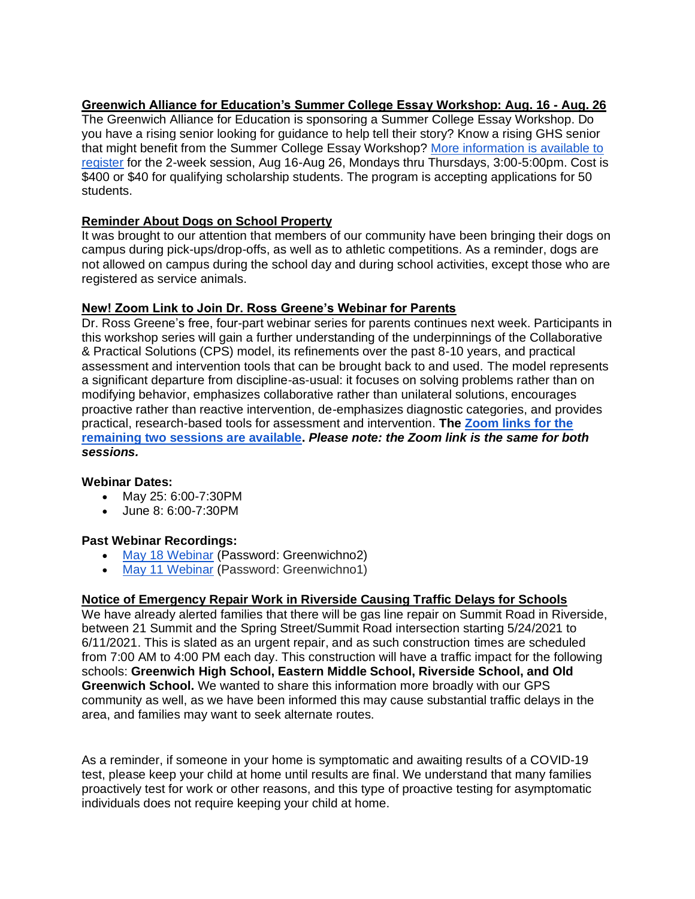### Greenwich Alliance for Education's Summer College Essay Workshop: Aug. 16 - Aug. 26

The Greenwich Alliance for Education is sponsoring a Summer College Essay Workshop. Do you have a rising senior looking for guidance to help tell their story? Know a rising GHS senior that might benefit from the Summer College Essay Workshop? More information is available to register for the 2-week session, Aug 16-Aug 26, Mondays thru Thursdays, 3:00-5:00pm. Cost is $400 or $40 for qualifying scholarship students. The program is accepting applications for 50 students.

### Reminder About Dogs on School Property

It was brought to our attention that members of our community have been bringing their dogs on campus during pick-ups/drop-offs, as well as to athletic competitions. As a reminder, dogs are not allowed on campus during the school day and during school activities, except those who are registered as service animals.

### New! Zoom Link to Join Dr. Ross Greene's Webinar for Parents

Dr. Ross Greene's free, four-part webinar series for parents continues next week. Participants in this workshop series will gain a further understanding of the underpinnings of the Collaborative & Practical Solutions (CPS) model, its refinements over the past 8-10 years, and practical assessment and intervention tools that can be brought back to and used. The model represents a significant departure from discipline-as-usual: it focuses on solving problems rather than on modifying behavior, emphasizes collaborative rather than unilateral solutions, encourages proactive rather than reactive intervention, de-emphasizes diagnostic categories, and provides practical, research-based tools for assessment and intervention. **The Zoom links for the remaining two sessions are available.** ***Please note: the Zoom link is the same for both sessions.***

**Webinar Dates:**

- May 25: 6:00-7:30PM
- June 8: 6:00-7:30PM

**Past Webinar Recordings:**

- May 18 Webinar (Password: Greenwichno2)
- May 11 Webinar (Password: Greenwichno1)

### Notice of Emergency Repair Work in Riverside Causing Traffic Delays for Schools

We have already alerted families that there will be gas line repair on Summit Road in Riverside, between 21 Summit and the Spring Street/Summit Road intersection starting 5/24/2021 to 6/11/2021. This is slated as an urgent repair, and as such construction times are scheduled from 7:00 AM to 4:00 PM each day. This construction will have a traffic impact for the following schools: **Greenwich High School, Eastern Middle School, Riverside School, and Old Greenwich School.** We wanted to share this information more broadly with our GPS community as well, as we have been informed this may cause substantial traffic delays in the area, and families may want to seek alternate routes.

As a reminder, if someone in your home is symptomatic and awaiting results of a COVID-19 test, please keep your child at home until results are final. We understand that many families proactively test for work or other reasons, and this type of proactive testing for asymptomatic individuals does not require keeping your child at home.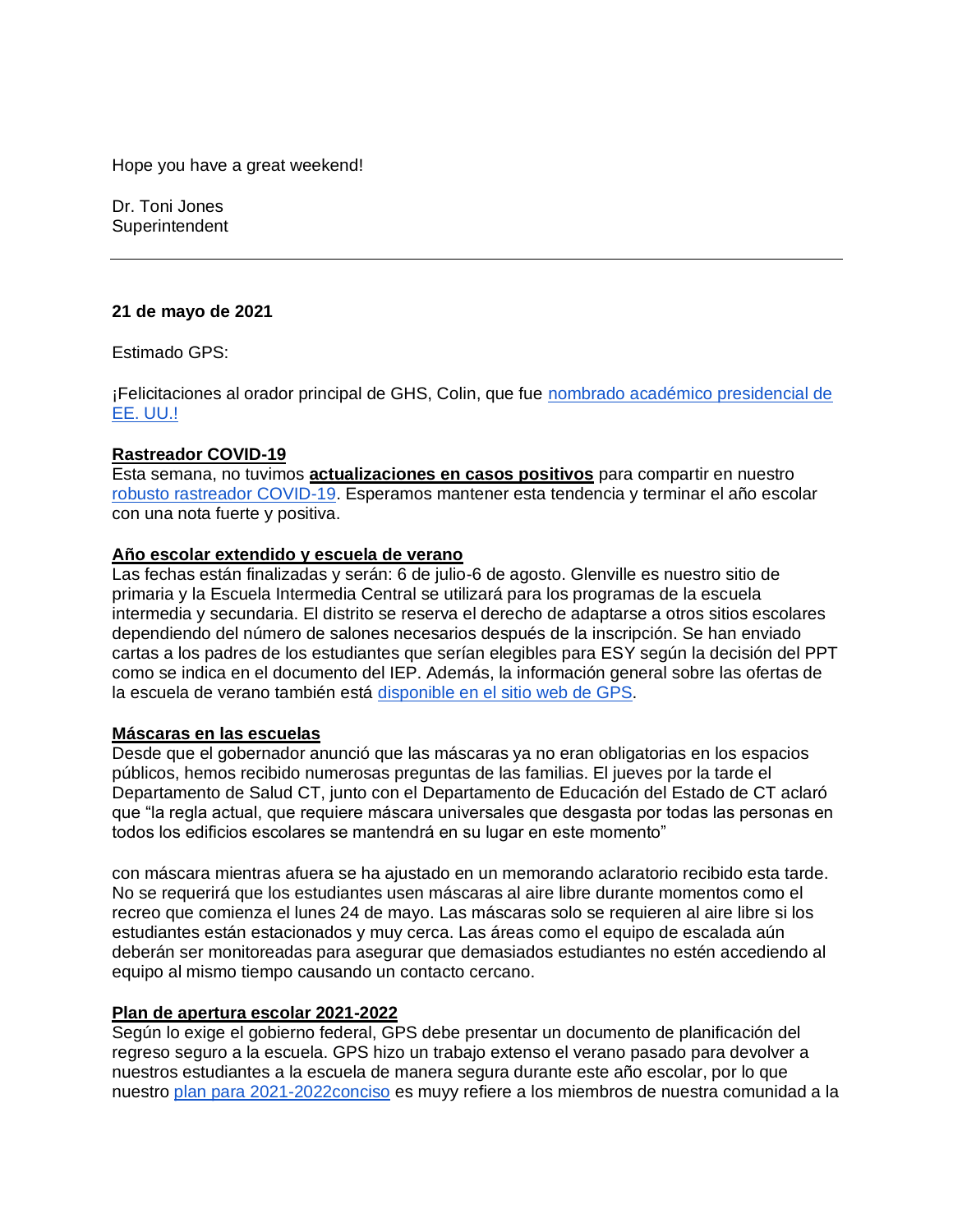Hope you have a great weekend!

Dr. Toni Jones
Superintendent

---

**21 de mayo de 2021**

Estimado GPS:

¡Felicitaciones al orador principal de GHS, Colin, que fue [nombrado académico presidencial de EE. UU.!]()

**Rastreador COVID-19**
Esta semana, no tuvimos **actualizaciones en casos positivos** para compartir en nuestro [robusto rastreador COVID-19](). Esperamos mantener esta tendencia y terminar el año escolar con una nota fuerte y positiva.

**Año escolar extendido y escuela de verano**
Las fechas están finalizadas y serán: 6 de julio-6 de agosto. Glenville es nuestro sitio de primaria y la Escuela Intermedia Central se utilizará para los programas de la escuela intermedia y secundaria. El distrito se reserva el derecho de adaptarse a otros sitios escolares dependiendo del número de salones necesarios después de la inscripción. Se han enviado cartas a los padres de los estudiantes que serían elegibles para ESY según la decisión del PPT como se indica en el documento del IEP. Además, la información general sobre las ofertas de la escuela de verano también está [disponible en el sitio web de GPS]().

**Máscaras en las escuelas**
Desde que el gobernador anunció que las máscaras ya no eran obligatorias en los espacios públicos, hemos recibido numerosas preguntas de las familias. El jueves por la tarde el Departamento de Salud CT, junto con el Departamento de Educación del Estado de CT aclaró que "la regla actual, que requiere máscara universales que desgasta por todas las personas en todos los edificios escolares se mantendrá en su lugar en este momento"

con máscara mientras afuera se ha ajustado en un memorando aclaratorio recibido esta tarde. No se requerirá que los estudiantes usen máscaras al aire libre durante momentos como el recreo que comienza el lunes 24 de mayo. Las máscaras solo se requieren al aire libre si los estudiantes están estacionados y muy cerca. Las áreas como el equipo de escalada aún deberán ser monitoreadas para asegurar que demasiados estudiantes no estén accediendo al equipo al mismo tiempo causando un contacto cercano.

**Plan de apertura escolar 2021-2022**
Según lo exige el gobierno federal, GPS debe presentar un documento de planificación del regreso seguro a la escuela. GPS hizo un trabajo extenso el verano pasado para devolver a nuestros estudiantes a la escuela de manera segura durante este año escolar, por lo que nuestro [plan para 2021-2022conciso]() es muyy refiere a los miembros de nuestra comunidad a la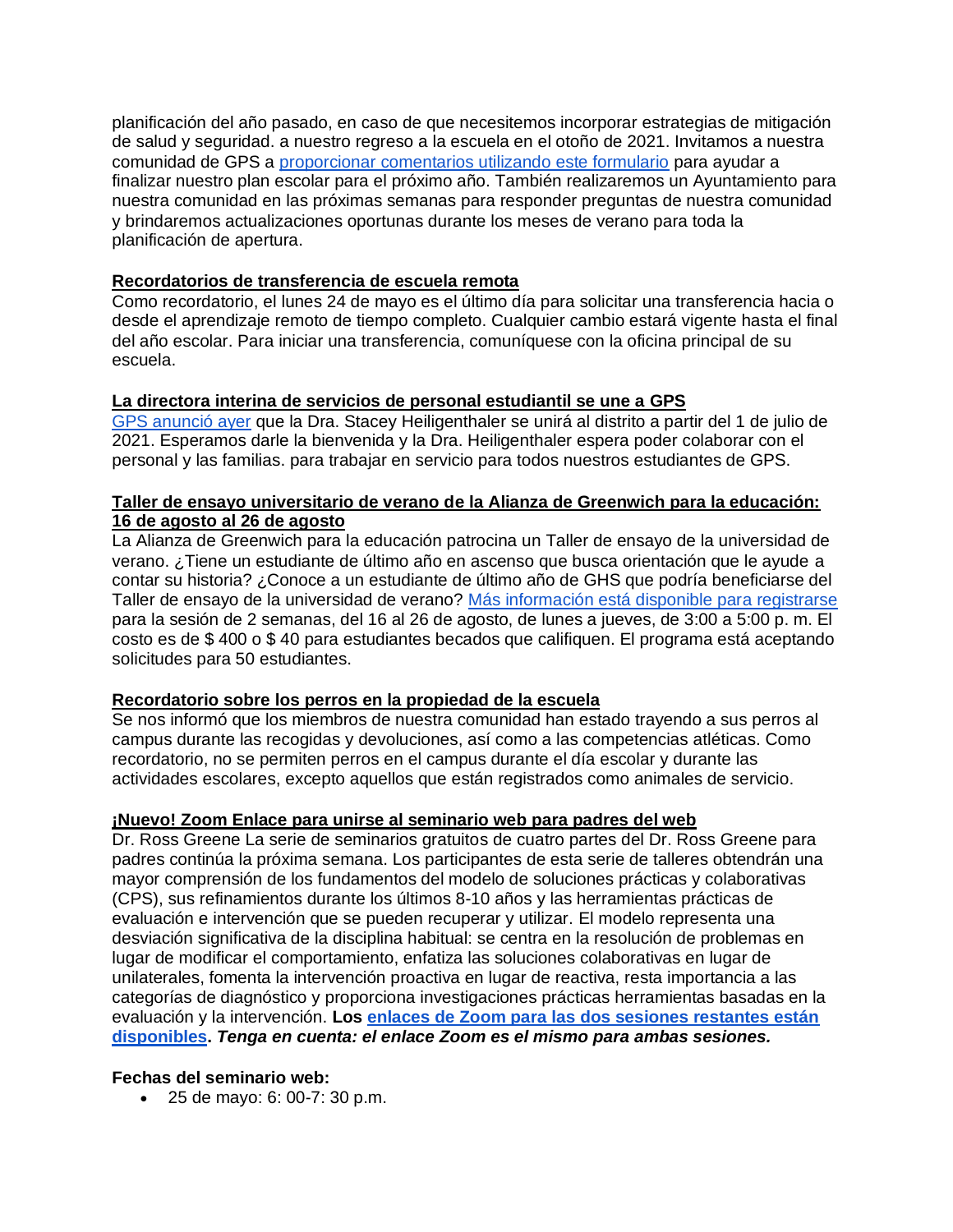planificación del año pasado, en caso de que necesitemos incorporar estrategias de mitigación de salud y seguridad. a nuestro regreso a la escuela en el otoño de 2021. Invitamos a nuestra comunidad de GPS a proporcionar comentarios utilizando este formulario para ayudar a finalizar nuestro plan escolar para el próximo año. También realizaremos un Ayuntamiento para nuestra comunidad en las próximas semanas para responder preguntas de nuestra comunidad y brindaremos actualizaciones oportunas durante los meses de verano para toda la planificación de apertura.

**Recordatorios de transferencia de escuela remota**

Como recordatorio, el lunes 24 de mayo es el último día para solicitar una transferencia hacia o desde el aprendizaje remoto de tiempo completo. Cualquier cambio estará vigente hasta el final del año escolar. Para iniciar una transferencia, comuníquese con la oficina principal de su escuela.

**La directora interina de servicios de personal estudiantil se une a GPS**

GPS anunció ayer que la Dra. Stacey Heiligenthaler se unirá al distrito a partir del 1 de julio de 2021. Esperamos darle la bienvenida y la Dra. Heiligenthaler espera poder colaborar con el personal y las familias. para trabajar en servicio para todos nuestros estudiantes de GPS.

**Taller de ensayo universitario de verano de la Alianza de Greenwich para la educación: 16 de agosto al 26 de agosto**

La Alianza de Greenwich para la educación patrocina un Taller de ensayo de la universidad de verano. ¿Tiene un estudiante de último año en ascenso que busca orientación que le ayude a contar su historia? ¿Conoce a un estudiante de último año de GHS que podría beneficiarse del Taller de ensayo de la universidad de verano? Más información está disponible para registrarse para la sesión de 2 semanas, del 16 al 26 de agosto, de lunes a jueves, de 3:00 a 5:00 p. m. El costo es de $ 400 o $ 40 para estudiantes becados que califiquen. El programa está aceptando solicitudes para 50 estudiantes.

**Recordatorio sobre los perros en la propiedad de la escuela**

Se nos informó que los miembros de nuestra comunidad han estado trayendo a sus perros al campus durante las recogidas y devoluciones, así como a las competencias atléticas. Como recordatorio, no se permiten perros en el campus durante el día escolar y durante las actividades escolares, excepto aquellos que están registrados como animales de servicio.

**¡Nuevo! Zoom Enlace para unirse al seminario web para padres del web**

Dr. Ross Greene La serie de seminarios gratuitos de cuatro partes del Dr. Ross Greene para padres continúa la próxima semana. Los participantes de esta serie de talleres obtendrán una mayor comprensión de los fundamentos del modelo de soluciones prácticas y colaborativas (CPS), sus refinamientos durante los últimos 8-10 años y las herramientas prácticas de evaluación e intervención que se pueden recuperar y utilizar. El modelo representa una desviación significativa de la disciplina habitual: se centra en la resolución de problemas en lugar de modificar el comportamiento, enfatiza las soluciones colaborativas en lugar de unilaterales, fomenta la intervención proactiva en lugar de reactiva, resta importancia a las categorías de diagnóstico y proporciona investigaciones prácticas herramientas basadas en la evaluación y la intervención. **Los enlaces de Zoom para las dos sesiones restantes están disponibles.** ***Tenga en cuenta: el enlace Zoom es el mismo para ambas sesiones.***

**Fechas del seminario web:**

- 25 de mayo: 6: 00-7: 30 p.m.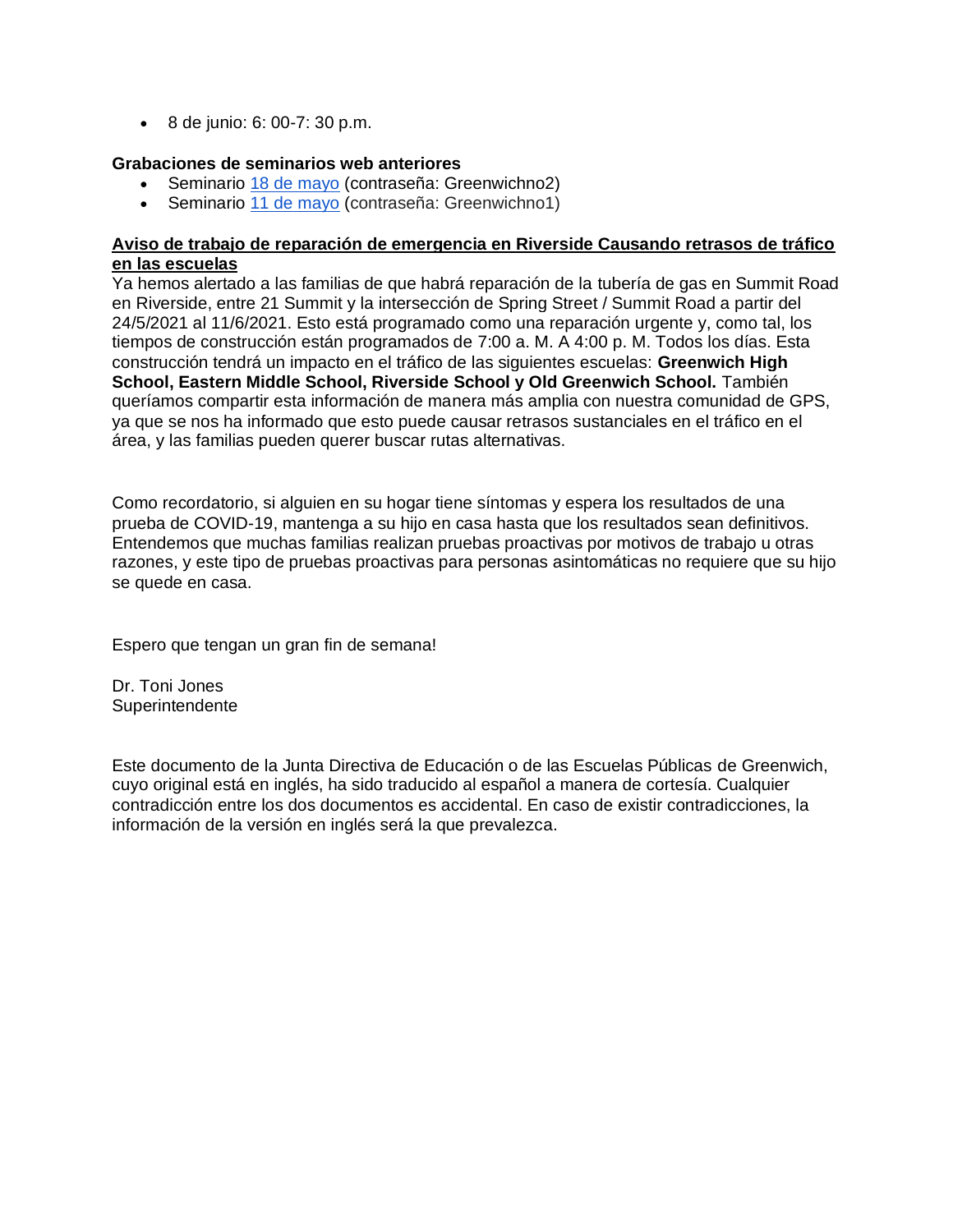- 8 de junio: 6: 00-7: 30 p.m.

**Grabaciones de seminarios web anteriores**

- Seminario 18 de mayo (contraseña: Greenwichno2)
- Seminario 11 de mayo (contraseña: Greenwichno1)

**Aviso de trabajo de reparación de emergencia en Riverside Causando retrasos de tráfico en las escuelas**

Ya hemos alertado a las familias de que habrá reparación de la tubería de gas en Summit Road en Riverside, entre 21 Summit y la intersección de Spring Street / Summit Road a partir del 24/5/2021 al 11/6/2021. Esto está programado como una reparación urgente y, como tal, los tiempos de construcción están programados de 7:00 a. M. A 4:00 p. M. Todos los días. Esta construcción tendrá un impacto en el tráfico de las siguientes escuelas: **Greenwich High School, Eastern Middle School, Riverside School y Old Greenwich School.** También queríamos compartir esta información de manera más amplia con nuestra comunidad de GPS, ya que se nos ha informado que esto puede causar retrasos sustanciales en el tráfico en el área, y las familias pueden querer buscar rutas alternativas.

Como recordatorio, si alguien en su hogar tiene síntomas y espera los resultados de una prueba de COVID-19, mantenga a su hijo en casa hasta que los resultados sean definitivos. Entendemos que muchas familias realizan pruebas proactivas por motivos de trabajo u otras razones, y este tipo de pruebas proactivas para personas asintomáticas no requiere que su hijo se quede en casa.

Espero que tengan un gran fin de semana!

Dr. Toni Jones
Superintendente

Este documento de la Junta Directiva de Educación o de las Escuelas Públicas de Greenwich, cuyo original está en inglés, ha sido traducido al español a manera de cortesía. Cualquier contradicción entre los dos documentos es accidental. En caso de existir contradicciones, la información de la versión en inglés será la que prevalezca.